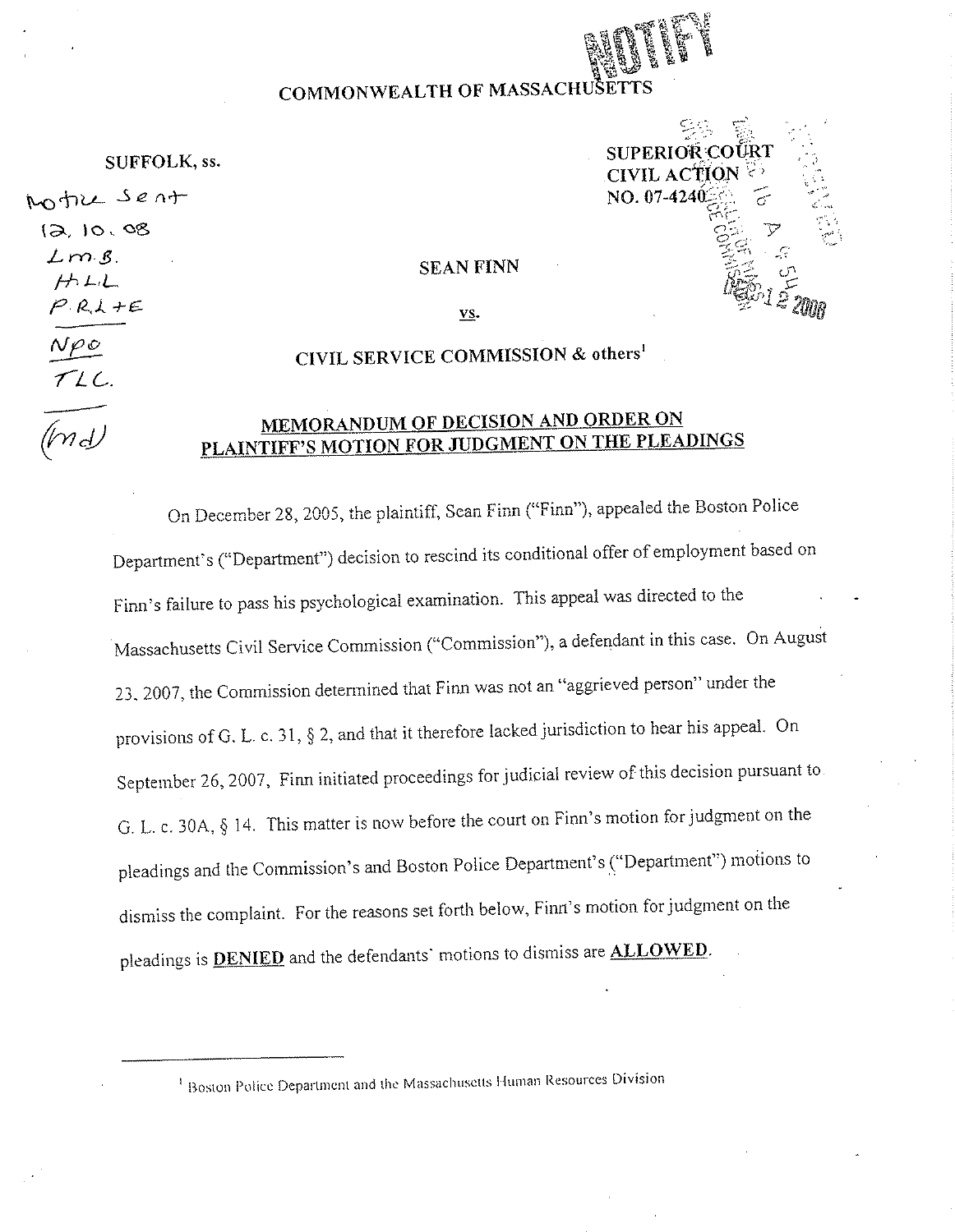COMMONWEALTH OF MASSACHUSETTS

SUFFOLK, ss.

SUPERIOR COURT
CIVIL ACTION
NO. 07-4240

SEAN FINN

vs.

CIVIL SERVICE COMMISSION & others[1]

## MEMORANDUM OF DECISION AND ORDER ON PLAINTIFF'S MOTION FOR JUDGMENT ON THE PLEADINGS

On December 28, 2005, the plaintiff, Sean Finn ("Finn"), appealed the Boston Police Department's ("Department") decision to rescind its conditional offer of employment based on Finn's failure to pass his psychological examination. This appeal was directed to the Massachusetts Civil Service Commission ("Commission"), a defendant in this case. On August 23, 2007, the Commission determined that Finn was not an "aggrieved person" under the provisions of G. L. c. 31, § 2, and that it therefore lacked jurisdiction to hear his appeal. On September 26, 2007, Finn initiated proceedings for judicial review of this decision pursuant to G. L. c. 30A, § 14. This matter is now before the court on Finn's motion for judgment on the pleadings and the Commission's and Boston Police Department's ("Department") motions to dismiss the complaint. For the reasons set forth below, Finn's motion for judgment on the pleadings is **DENIED** and the defendants' motions to dismiss are **ALLOWED**.

---

[1] Boston Police Department and the Massachusetts Human Resources Division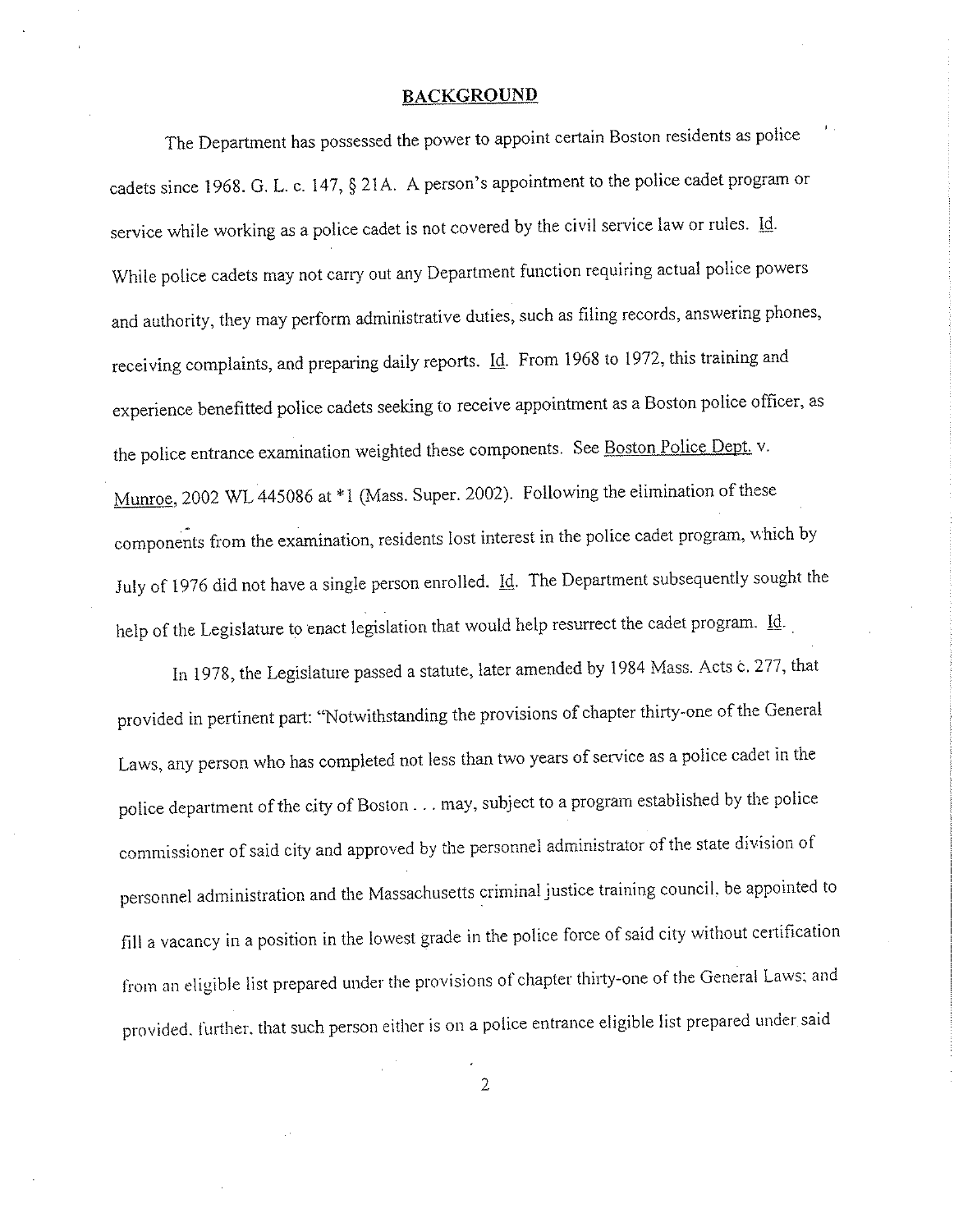## BACKGROUND

The Department has possessed the power to appoint certain Boston residents as police cadets since 1968. G. L. c. 147, § 21A. A person's appointment to the police cadet program or service while working as a police cadet is not covered by the civil service law or rules. Id. While police cadets may not carry out any Department function requiring actual police powers and authority, they may perform administrative duties, such as filing records, answering phones, receiving complaints, and preparing daily reports. Id. From 1968 to 1972, this training and experience benefitted police cadets seeking to receive appointment as a Boston police officer, as the police entrance examination weighted these components. See Boston Police Dept. v. Munroe, 2002 WL 445086 at *1 (Mass. Super. 2002). Following the elimination of these components from the examination, residents lost interest in the police cadet program, which by July of 1976 did not have a single person enrolled. Id. The Department subsequently sought the help of the Legislature to enact legislation that would help resurrect the cadet program. Id.

In 1978, the Legislature passed a statute, later amended by 1984 Mass. Acts c. 277, that provided in pertinent part: "Notwithstanding the provisions of chapter thirty-one of the General Laws, any person who has completed not less than two years of service as a police cadet in the police department of the city of Boston . . . may, subject to a program established by the police commissioner of said city and approved by the personnel administrator of the state division of personnel administration and the Massachusetts criminal justice training council, be appointed to fill a vacancy in a position in the lowest grade in the police force of said city without certification from an eligible list prepared under the provisions of chapter thirty-one of the General Laws; and provided, further, that such person either is on a police entrance eligible list prepared under said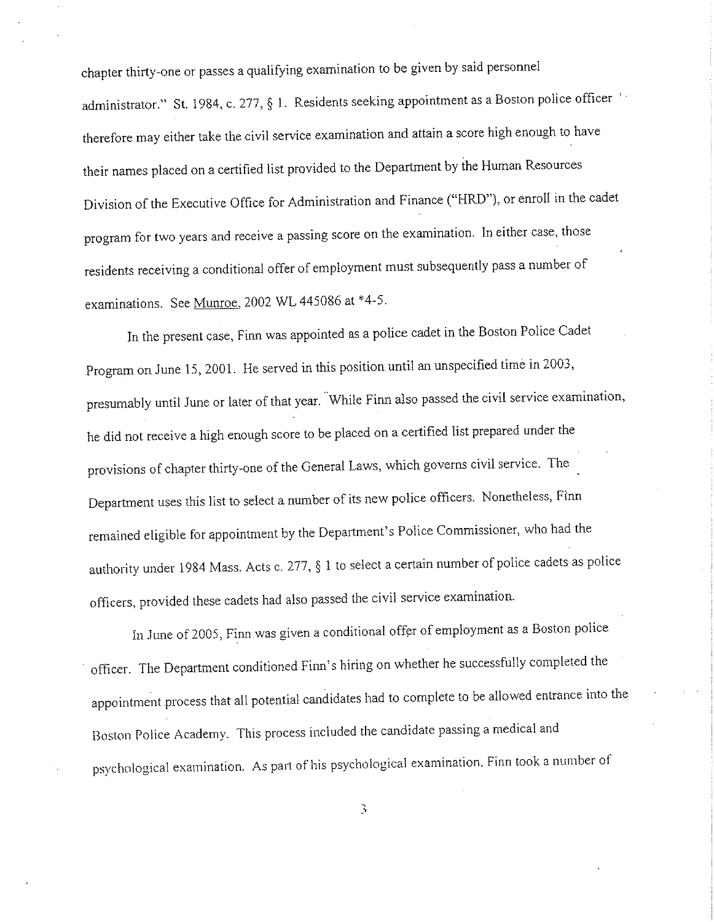chapter thirty-one or passes a qualifying examination to be given by said personnel administrator." St. 1984, c. 277, § 1. Residents seeking appointment as a Boston police officer therefore may either take the civil service examination and attain a score high enough to have their names placed on a certified list provided to the Department by the Human Resources Division of the Executive Office for Administration and Finance ("HRD"), or enroll in the cadet program for two years and receive a passing score on the examination. In either case, those residents receiving a conditional offer of employment must subsequently pass a number of examinations. See Munroe, 2002 WL 445086 at *4-5.

In the present case, Finn was appointed as a police cadet in the Boston Police Cadet Program on June 15, 2001. He served in this position until an unspecified time in 2003, presumably until June or later of that year. While Finn also passed the civil service examination, he did not receive a high enough score to be placed on a certified list prepared under the provisions of chapter thirty-one of the General Laws, which governs civil service. The Department uses this list to select a number of its new police officers. Nonetheless, Finn remained eligible for appointment by the Department's Police Commissioner, who had the authority under 1984 Mass. Acts c. 277, § 1 to select a certain number of police cadets as police officers, provided these cadets had also passed the civil service examination.

In June of 2005, Finn was given a conditional offer of employment as a Boston police officer. The Department conditioned Finn's hiring on whether he successfully completed the appointment process that all potential candidates had to complete to be allowed entrance into the Boston Police Academy. This process included the candidate passing a medical and psychological examination. As part of his psychological examination, Finn took a number of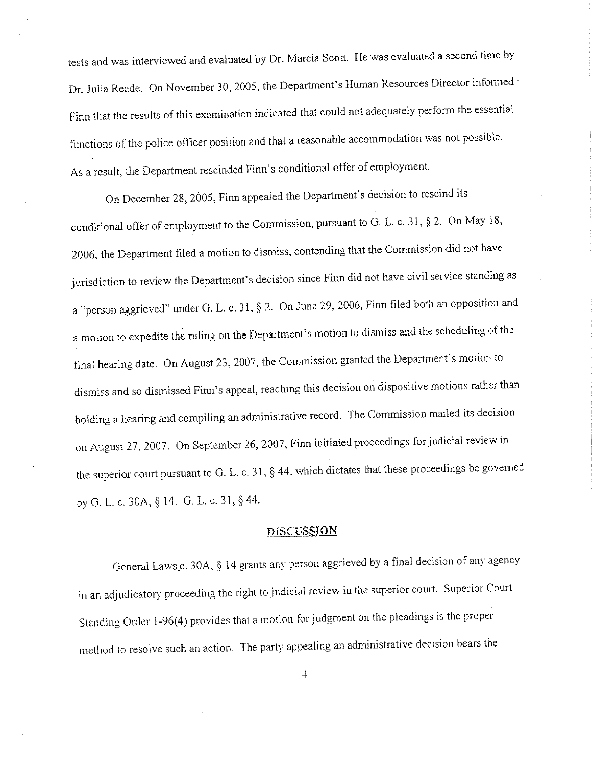tests and was interviewed and evaluated by Dr. Marcia Scott. He was evaluated a second time by Dr. Julia Reade. On November 30, 2005, the Department's Human Resources Director informed Finn that the results of this examination indicated that could not adequately perform the essential functions of the police officer position and that a reasonable accommodation was not possible. As a result, the Department rescinded Finn's conditional offer of employment.

On December 28, 2005, Finn appealed the Department's decision to rescind its conditional offer of employment to the Commission, pursuant to G. L. c. 31, § 2. On May 18, 2006, the Department filed a motion to dismiss, contending that the Commission did not have jurisdiction to review the Department's decision since Finn did not have civil service standing as a "person aggrieved" under G. L. c. 31, § 2. On June 29, 2006, Finn filed both an opposition and a motion to expedite the ruling on the Department's motion to dismiss and the scheduling of the final hearing date. On August 23, 2007, the Commission granted the Department's motion to dismiss and so dismissed Finn's appeal, reaching this decision on dispositive motions rather than holding a hearing and compiling an administrative record. The Commission mailed its decision on August 27, 2007. On September 26, 2007, Finn initiated proceedings for judicial review in the superior court pursuant to G. L. c. 31, § 44, which dictates that these proceedings be governed by G. L. c. 30A, § 14. G. L. c. 31, § 44.

## DISCUSSION

General Laws c. 30A, § 14 grants any person aggrieved by a final decision of any agency in an adjudicatory proceeding the right to judicial review in the superior court. Superior Court Standing Order 1-96(4) provides that a motion for judgment on the pleadings is the proper method to resolve such an action. The party appealing an administrative decision bears the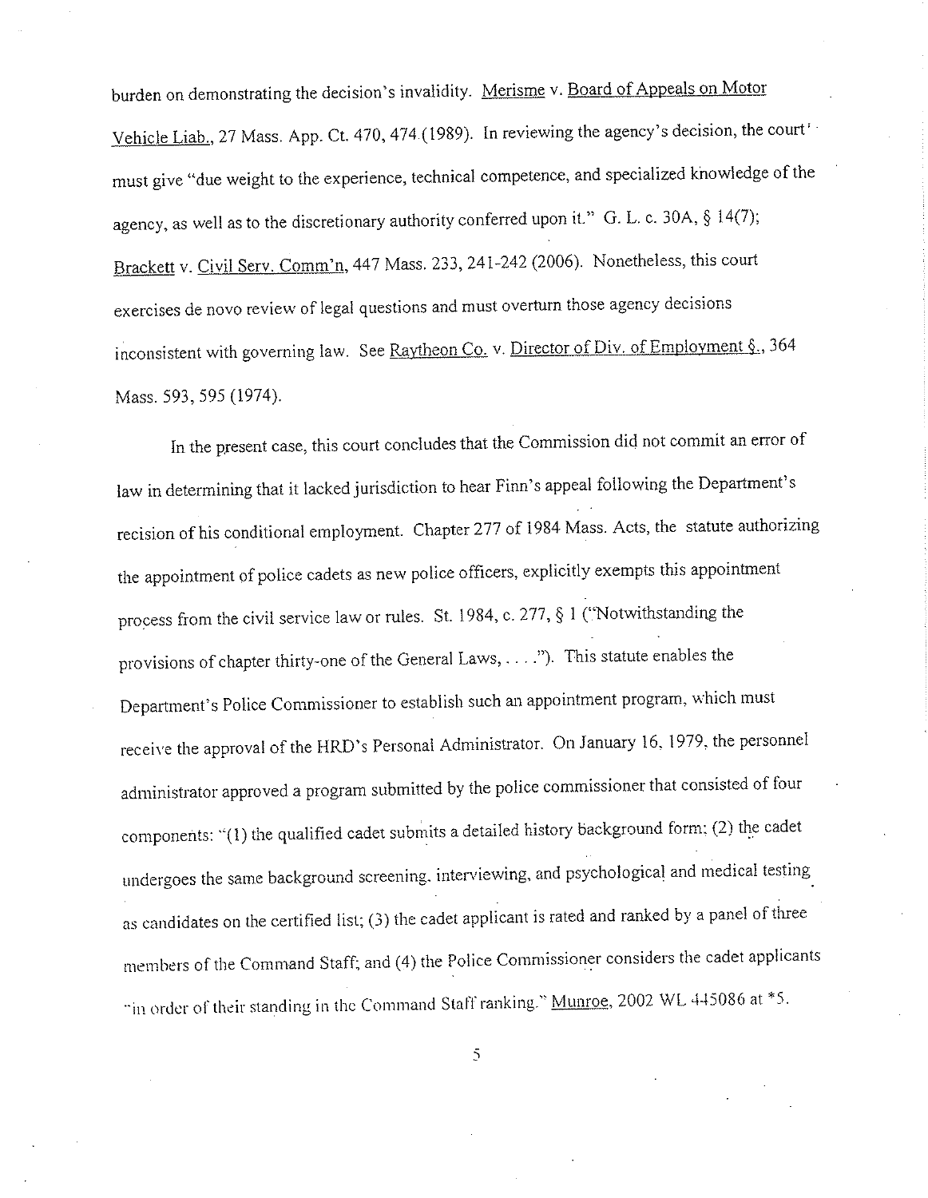burden on demonstrating the decision's invalidity. Merisme v. Board of Appeals on Motor Vehicle Liab., 27 Mass. App. Ct. 470, 474 (1989). In reviewing the agency's decision, the court must give "due weight to the experience, technical competence, and specialized knowledge of the agency, as well as to the discretionary authority conferred upon it." G. L. c. 30A, § 14(7); Brackett v. Civil Serv. Comm'n, 447 Mass. 233, 241-242 (2006). Nonetheless, this court exercises de novo review of legal questions and must overturn those agency decisions inconsistent with governing law. See Raytheon Co. v. Director of Div. of Employment §., 364 Mass. 593, 595 (1974).

In the present case, this court concludes that the Commission did not commit an error of law in determining that it lacked jurisdiction to hear Finn's appeal following the Department's recision of his conditional employment. Chapter 277 of 1984 Mass. Acts, the statute authorizing the appointment of police cadets as new police officers, explicitly exempts this appointment process from the civil service law or rules. St. 1984, c. 277, § 1 ("Notwithstanding the provisions of chapter thirty-one of the General Laws, . . . ."). This statute enables the Department's Police Commissioner to establish such an appointment program, which must receive the approval of the HRD's Personal Administrator. On January 16, 1979, the personnel administrator approved a program submitted by the police commissioner that consisted of four components: "(1) the qualified cadet submits a detailed history background form; (2) the cadet undergoes the same background screening, interviewing, and psychological and medical testing as candidates on the certified list; (3) the cadet applicant is rated and ranked by a panel of three members of the Command Staff; and (4) the Police Commissioner considers the cadet applicants "in order of their standing in the Command Staff ranking." Munroe, 2002 WL 445086 at *5.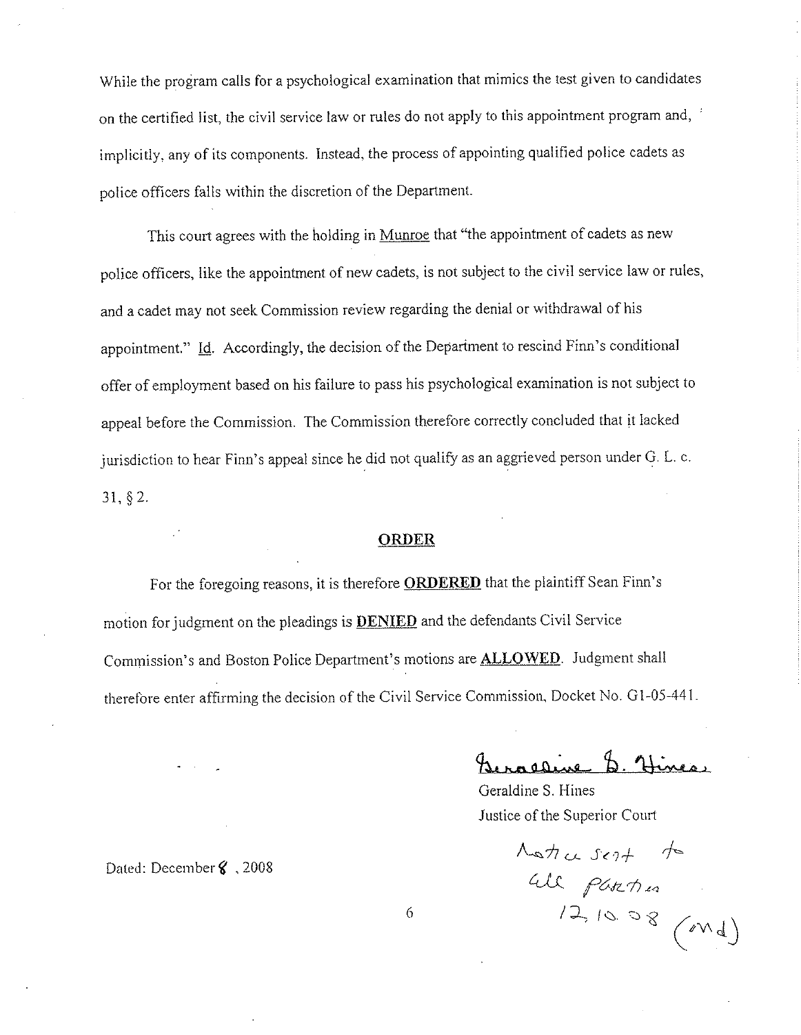While the program calls for a psychological examination that mimics the test given to candidates on the certified list, the civil service law or rules do not apply to this appointment program and, implicitly, any of its components. Instead, the process of appointing qualified police cadets as police officers falls within the discretion of the Department.

This court agrees with the holding in Munroe that "the appointment of cadets as new police officers, like the appointment of new cadets, is not subject to the civil service law or rules, and a cadet may not seek Commission review regarding the denial or withdrawal of his appointment." Id. Accordingly, the decision of the Department to rescind Finn's conditional offer of employment based on his failure to pass his psychological examination is not subject to appeal before the Commission. The Commission therefore correctly concluded that it lacked jurisdiction to hear Finn's appeal since he did not qualify as an aggrieved person under G. L. c. 31, § 2.

## ORDER

For the foregoing reasons, it is therefore **ORDERED** that the plaintiff Sean Finn's motion for judgment on the pleadings is **DENIED** and the defendants Civil Service Commission's and Boston Police Department's motions are **ALLOWED**. Judgment shall therefore enter affirming the decision of the Civil Service Commission, Docket No. G1-05-441.

Geraldine S. Hines
Geraldine S. Hines
Justice of the Superior Court

Dated: December 8, 2008

Notice sent to all parties 12.10.08 (md)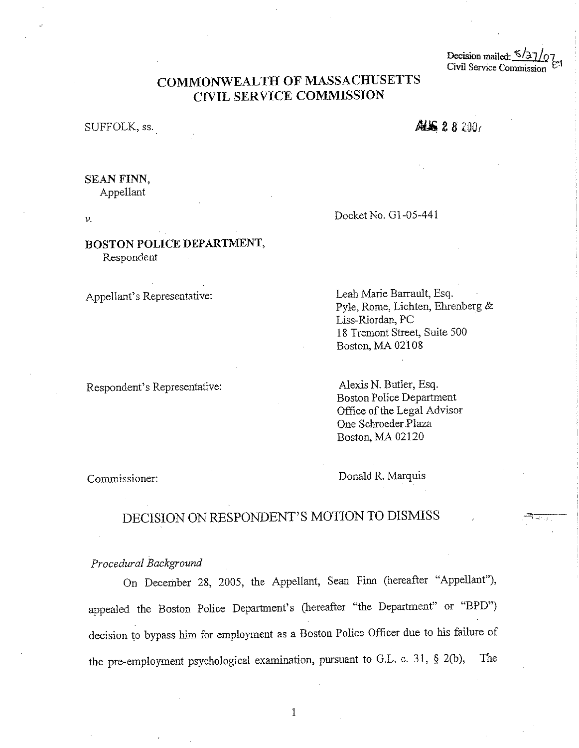Decision mailed: 8/27/07
Civil Service Commission

# COMMONWEALTH OF MASSACHUSETTS
# CIVIL SERVICE COMMISSION

SUFFOLK, ss.

AUG 28 2007

**SEAN FINN,**
Appellant

*v.*

Docket No. G1-05-441

**BOSTON POLICE DEPARTMENT,**
Respondent

Appellant's Representative:

Leah Marie Barrault, Esq.
Pyle, Rome, Lichten, Ehrenberg &
Liss-Riordan, PC
18 Tremont Street, Suite 500
Boston, MA 02108

Respondent's Representative:

Alexis N. Butler, Esq.
Boston Police Department
Office of the Legal Advisor
One Schroeder Plaza
Boston, MA 02120

Commissioner:

Donald R. Marquis

## DECISION ON RESPONDENT'S MOTION TO DISMISS

*Procedural Background*

On December 28, 2005, the Appellant, Sean Finn (hereafter "Appellant"), appealed the Boston Police Department's (hereafter "the Department" or "BPD") decision to bypass him for employment as a Boston Police Officer due to his failure of the pre-employment psychological examination, pursuant to G.L. c. 31, § 2(b). The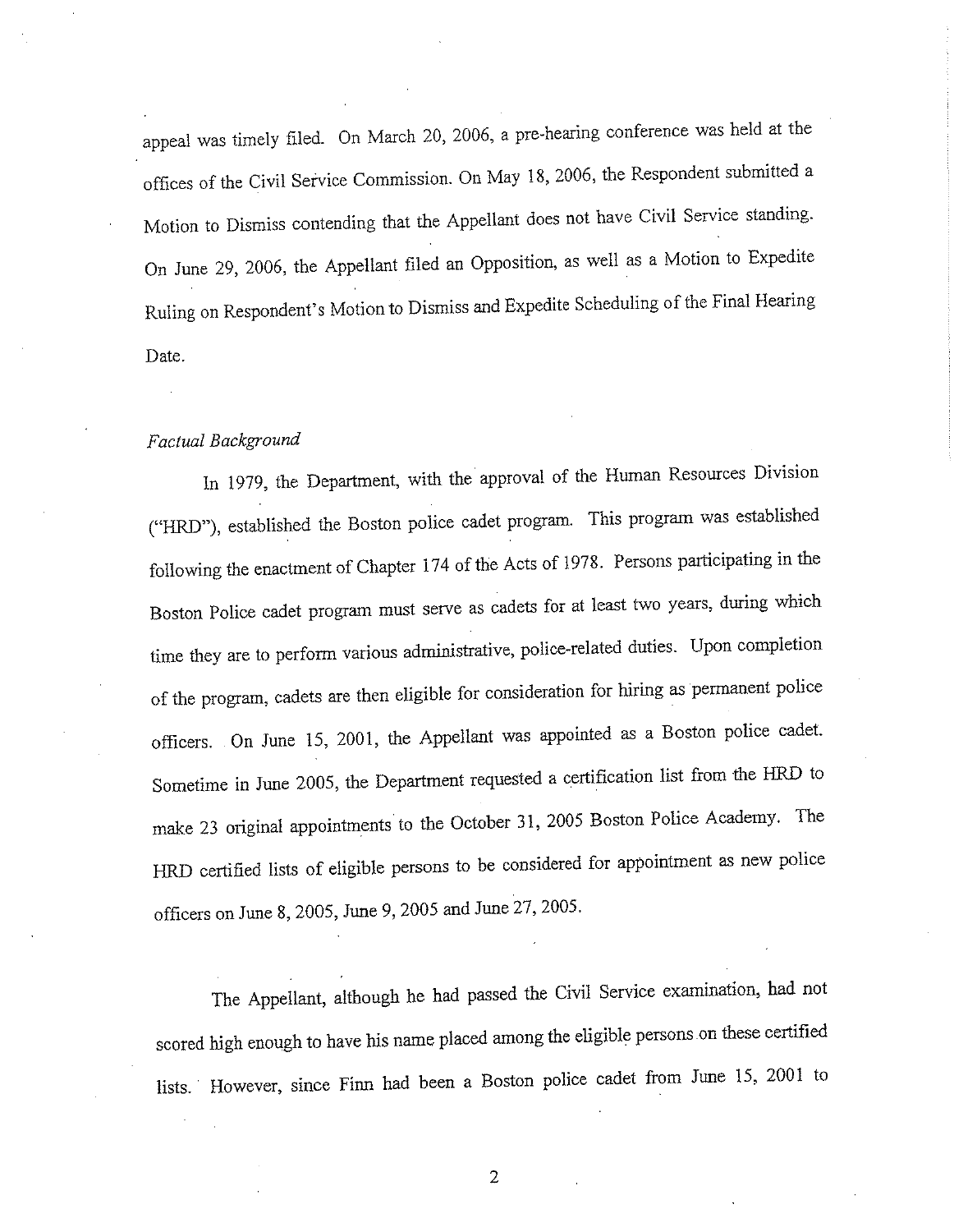appeal was timely filed. On March 20, 2006, a pre-hearing conference was held at the offices of the Civil Service Commission. On May 18, 2006, the Respondent submitted a Motion to Dismiss contending that the Appellant does not have Civil Service standing. On June 29, 2006, the Appellant filed an Opposition, as well as a Motion to Expedite Ruling on Respondent's Motion to Dismiss and Expedite Scheduling of the Final Hearing Date.

*Factual Background*

In 1979, the Department, with the approval of the Human Resources Division ("HRD"), established the Boston police cadet program. This program was established following the enactment of Chapter 174 of the Acts of 1978. Persons participating in the Boston Police cadet program must serve as cadets for at least two years, during which time they are to perform various administrative, police-related duties. Upon completion of the program, cadets are then eligible for consideration for hiring as permanent police officers. On June 15, 2001, the Appellant was appointed as a Boston police cadet. Sometime in June 2005, the Department requested a certification list from the HRD to make 23 original appointments to the October 31, 2005 Boston Police Academy. The HRD certified lists of eligible persons to be considered for appointment as new police officers on June 8, 2005, June 9, 2005 and June 27, 2005.

The Appellant, although he had passed the Civil Service examination, had not scored high enough to have his name placed among the eligible persons on these certified lists. However, since Finn had been a Boston police cadet from June 15, 2001 to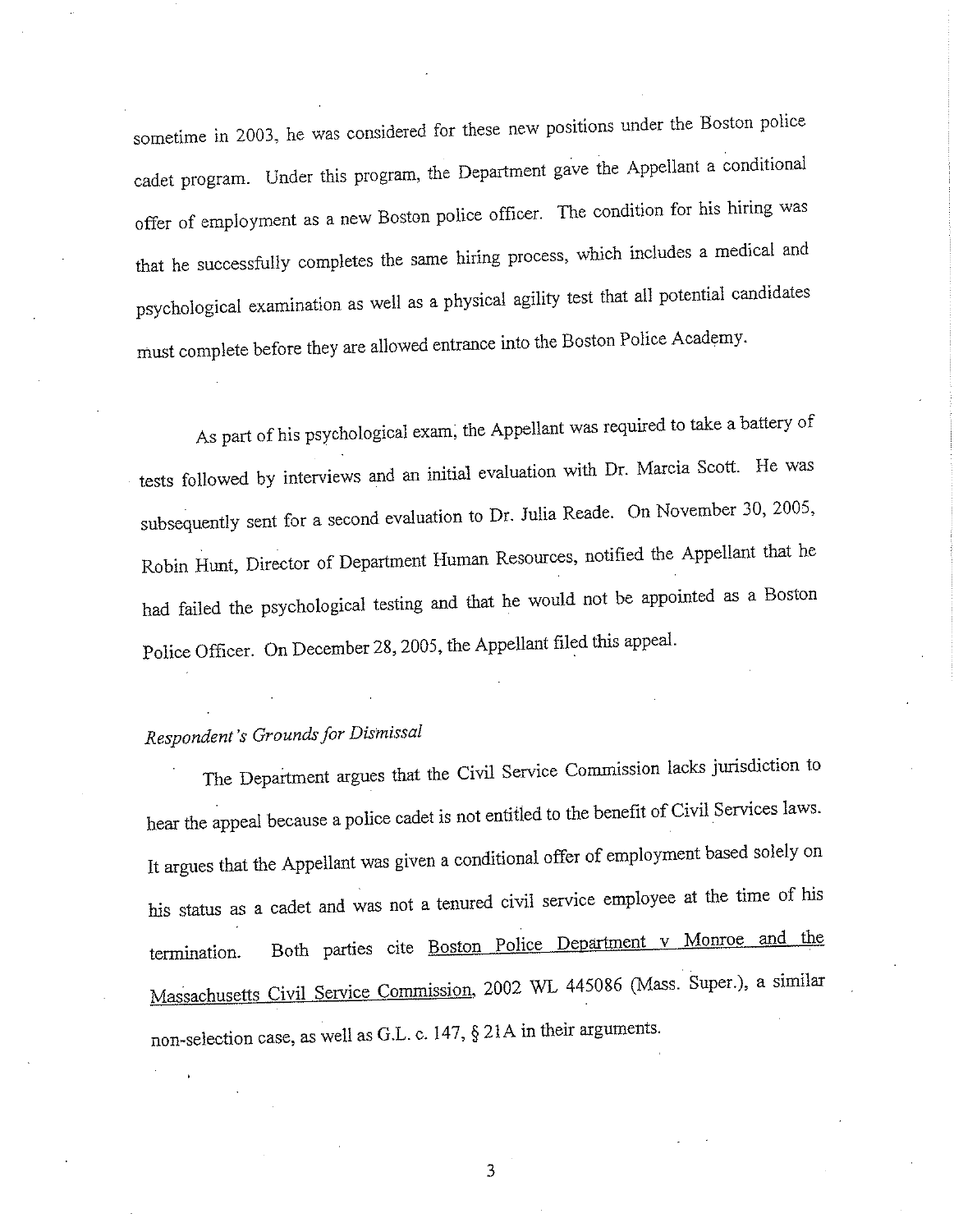sometime in 2003, he was considered for these new positions under the Boston police cadet program. Under this program, the Department gave the Appellant a conditional offer of employment as a new Boston police officer. The condition for his hiring was that he successfully completes the same hiring process, which includes a medical and psychological examination as well as a physical agility test that all potential candidates must complete before they are allowed entrance into the Boston Police Academy.

As part of his psychological exam, the Appellant was required to take a battery of tests followed by interviews and an initial evaluation with Dr. Marcia Scott. He was subsequently sent for a second evaluation to Dr. Julia Reade. On November 30, 2005, Robin Hunt, Director of Department Human Resources, notified the Appellant that he had failed the psychological testing and that he would not be appointed as a Boston Police Officer. On December 28, 2005, the Appellant filed this appeal.

*Respondent's Grounds for Dismissal*

The Department argues that the Civil Service Commission lacks jurisdiction to hear the appeal because a police cadet is not entitled to the benefit of Civil Services laws. It argues that the Appellant was given a conditional offer of employment based solely on his status as a cadet and was not a tenured civil service employee at the time of his termination. Both parties cite Boston Police Department v Monroe and the Massachusetts Civil Service Commission, 2002 WL 445086 (Mass. Super.), a similar non-selection case, as well as G.L. c. 147, § 21A in their arguments.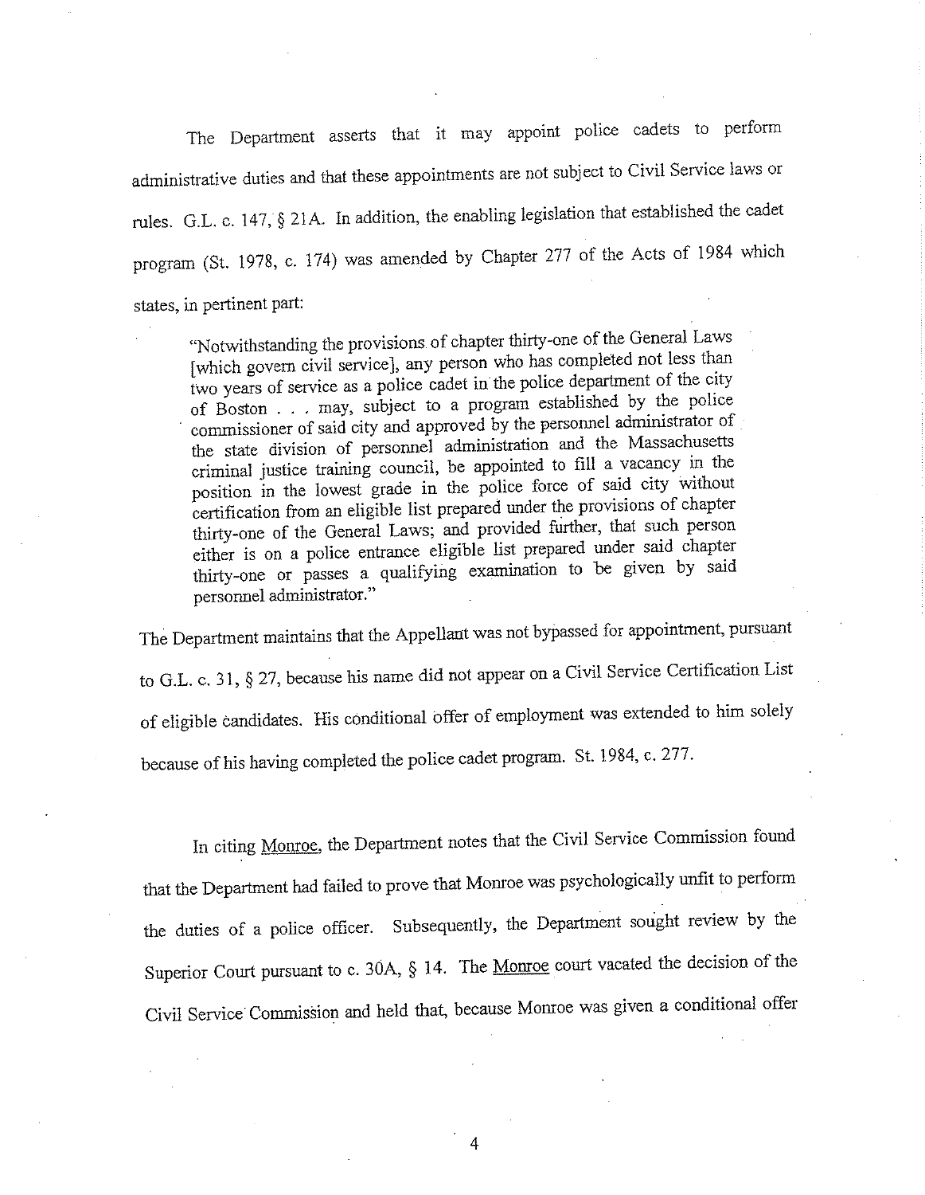The Department asserts that it may appoint police cadets to perform administrative duties and that these appointments are not subject to Civil Service laws or rules. G.L. c. 147, § 21A. In addition, the enabling legislation that established the cadet program (St. 1978, c. 174) was amended by Chapter 277 of the Acts of 1984 which states, in pertinent part:

> "Notwithstanding the provisions of chapter thirty-one of the General Laws [which govern civil service], any person who has completed not less than two years of service as a police cadet in the police department of the city of Boston . . . may, subject to a program established by the police commissioner of said city and approved by the personnel administrator of the state division of personnel administration and the Massachusetts criminal justice training council, be appointed to fill a vacancy in the position in the lowest grade in the police force of said city without certification from an eligible list prepared under the provisions of chapter thirty-one of the General Laws; and provided further, that such person either is on a police entrance eligible list prepared under said chapter thirty-one or passes a qualifying examination to be given by said personnel administrator."

The Department maintains that the Appellant was not bypassed for appointment, pursuant to G.L. c. 31, § 27, because his name did not appear on a Civil Service Certification List of eligible candidates. His conditional offer of employment was extended to him solely because of his having completed the police cadet program. St. 1984, c. 277.

In citing Monroe, the Department notes that the Civil Service Commission found that the Department had failed to prove that Monroe was psychologically unfit to perform the duties of a police officer. Subsequently, the Department sought review by the Superior Court pursuant to c. 30A, § 14. The Monroe court vacated the decision of the Civil Service Commission and held that, because Monroe was given a conditional offer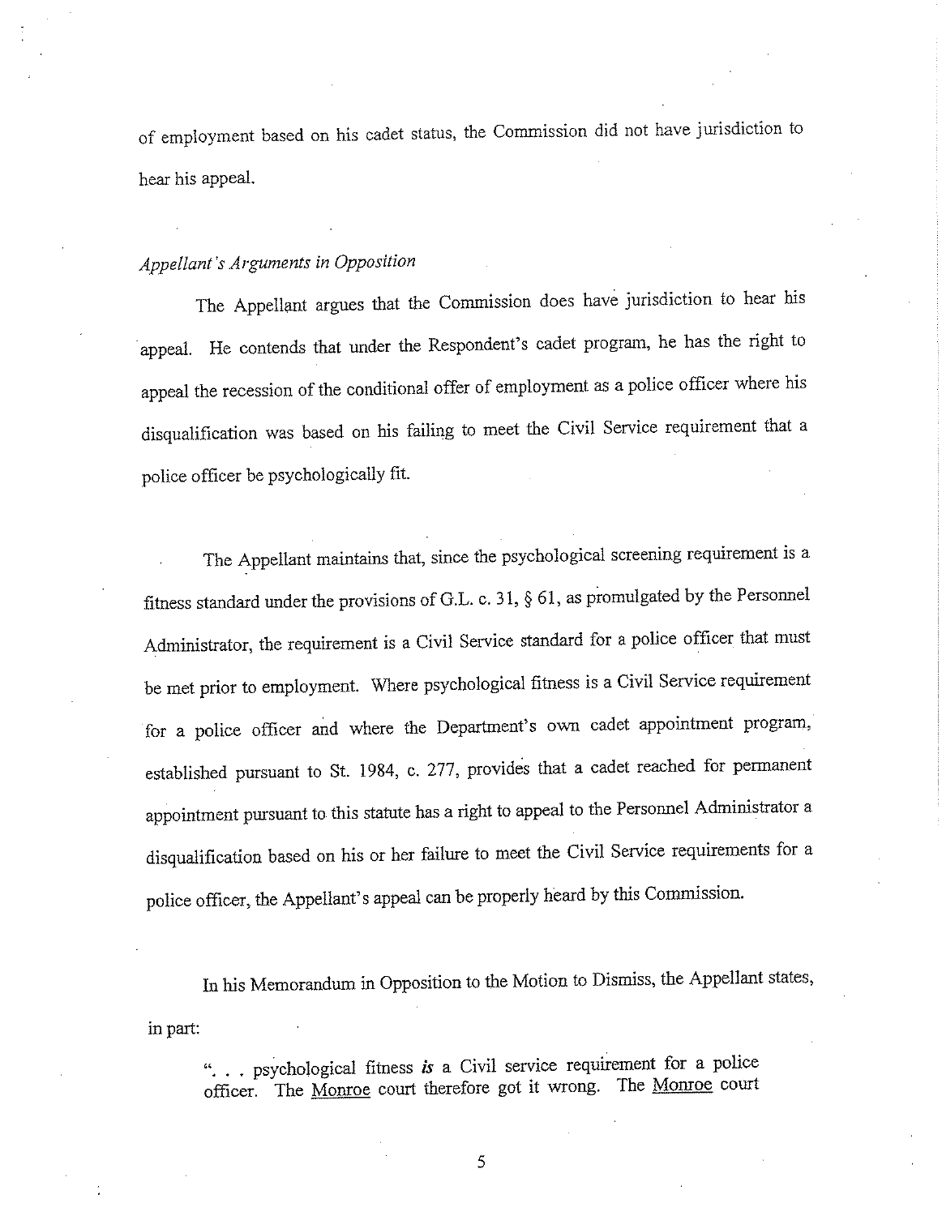of employment based on his cadet status, the Commission did not have jurisdiction to hear his appeal.

*Appellant's Arguments in Opposition*

The Appellant argues that the Commission does have jurisdiction to hear his appeal. He contends that under the Respondent's cadet program, he has the right to appeal the recession of the conditional offer of employment as a police officer where his disqualification was based on his failing to meet the Civil Service requirement that a police officer be psychologically fit.

The Appellant maintains that, since the psychological screening requirement is a fitness standard under the provisions of G.L. c. 31, § 61, as promulgated by the Personnel Administrator, the requirement is a Civil Service standard for a police officer that must be met prior to employment. Where psychological fitness is a Civil Service requirement for a police officer and where the Department's own cadet appointment program, established pursuant to St. 1984, c. 277, provides that a cadet reached for permanent appointment pursuant to this statute has a right to appeal to the Personnel Administrator a disqualification based on his or her failure to meet the Civil Service requirements for a police officer, the Appellant's appeal can be properly heard by this Commission.

In his Memorandum in Opposition to the Motion to Dismiss, the Appellant states, in part:

> ". . . psychological fitness ***is*** a Civil service requirement for a police officer. The Monroe court therefore got it wrong. The Monroe court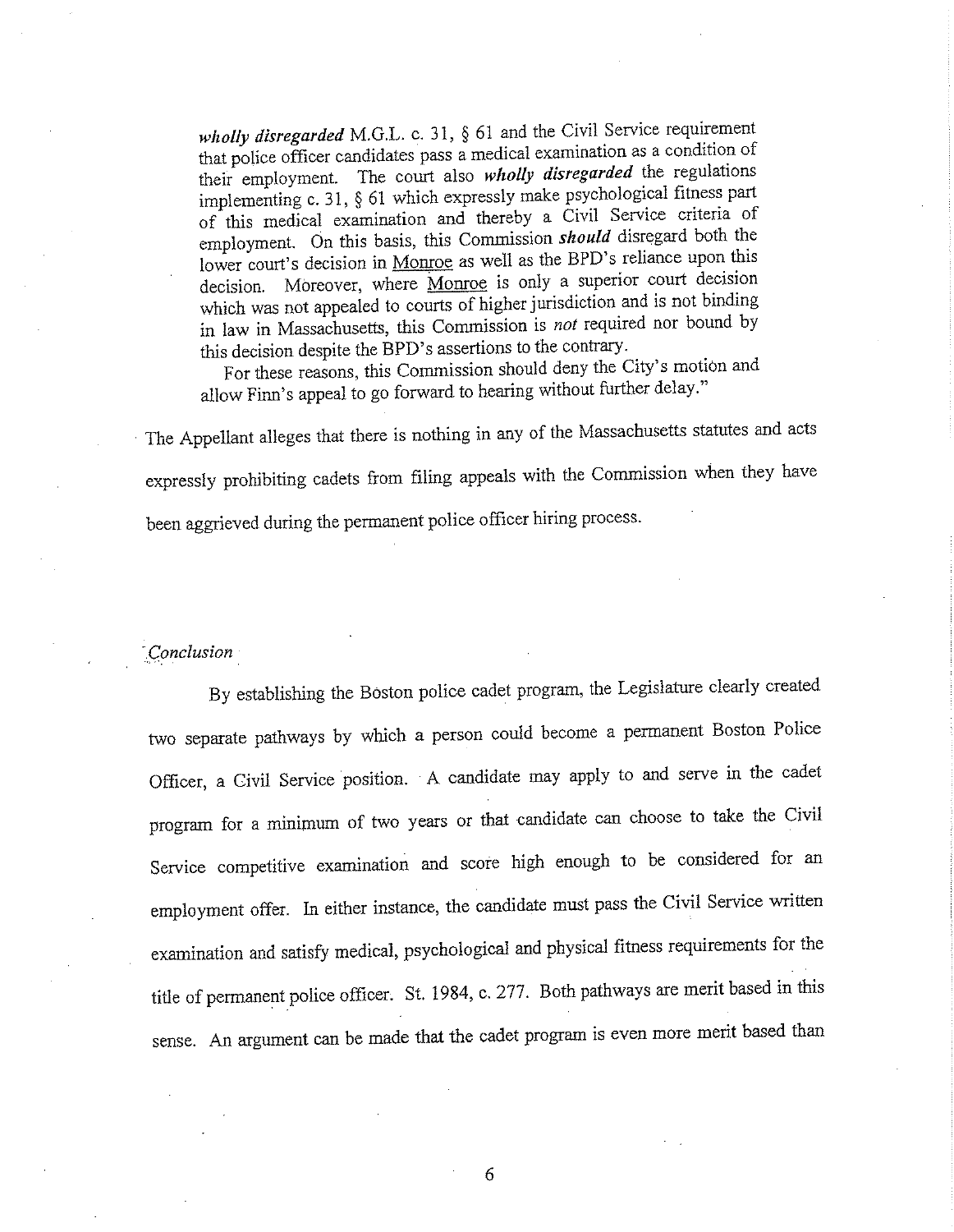> *wholly disregarded* M.G.L. c. 31, § 61 and the Civil Service requirement that police officer candidates pass a medical examination as a condition of their employment. The court also *wholly disregarded* the regulations implementing c. 31, § 61 which expressly make psychological fitness part of this medical examination and thereby a Civil Service criteria of employment. On this basis, this Commission ***should*** disregard both the lower court's decision in Monroe as well as the BPD's reliance upon this decision. Moreover, where Monroe is only a superior court decision which was not appealed to courts of higher jurisdiction and is not binding in law in Massachusetts, this Commission is *not* required nor bound by this decision despite the BPD's assertions to the contrary.
>
> For these reasons, this Commission should deny the City's motion and allow Finn's appeal to go forward to hearing without further delay."

The Appellant alleges that there is nothing in any of the Massachusetts statutes and acts expressly prohibiting cadets from filing appeals with the Commission when they have been aggrieved during the permanent police officer hiring process.

*Conclusion*

By establishing the Boston police cadet program, the Legislature clearly created two separate pathways by which a person could become a permanent Boston Police Officer, a Civil Service position. A candidate may apply to and serve in the cadet program for a minimum of two years or that candidate can choose to take the Civil Service competitive examination and score high enough to be considered for an employment offer. In either instance, the candidate must pass the Civil Service written examination and satisfy medical, psychological and physical fitness requirements for the title of permanent police officer. St. 1984, c. 277. Both pathways are merit based in this sense. An argument can be made that the cadet program is even more merit based than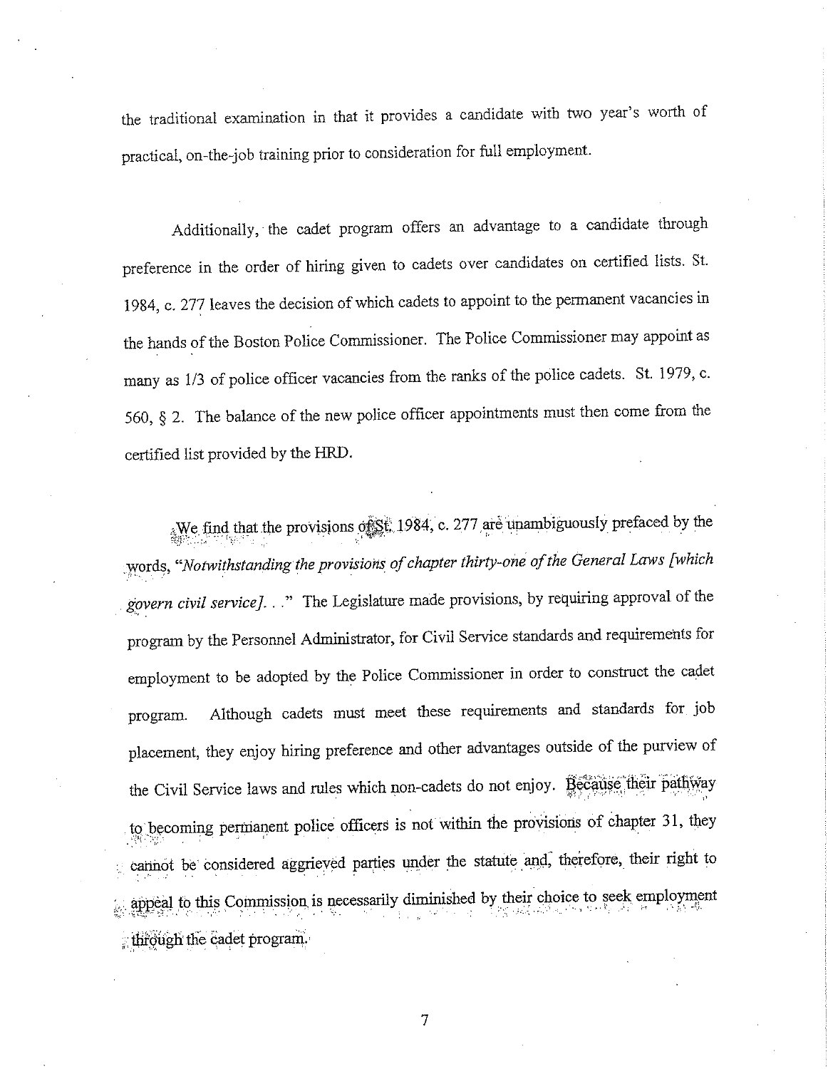the traditional examination in that it provides a candidate with two year's worth of practical, on-the-job training prior to consideration for full employment.

Additionally, the cadet program offers an advantage to a candidate through preference in the order of hiring given to cadets over candidates on certified lists. St. 1984, c. 277 leaves the decision of which cadets to appoint to the permanent vacancies in the hands of the Boston Police Commissioner. The Police Commissioner may appoint as many as 1/3 of police officer vacancies from the ranks of the police cadets. St. 1979, c. 560, § 2. The balance of the new police officer appointments must then come from the certified list provided by the HRD.

We find that the provisions of St. 1984, c. 277 are unambiguously prefaced by the words, "*Notwithstanding the provisions of chapter thirty-one of the General Laws [which govern civil service]*. . ." The Legislature made provisions, by requiring approval of the program by the Personnel Administrator, for Civil Service standards and requirements for employment to be adopted by the Police Commissioner in order to construct the cadet program. Although cadets must meet these requirements and standards for job placement, they enjoy hiring preference and other advantages outside of the purview of the Civil Service laws and rules which non-cadets do not enjoy. Because their pathway to becoming permanent police officers is not within the provisions of chapter 31, they cannot be considered aggrieved parties under the statute and, therefore, their right to appeal to this Commission is necessarily diminished by their choice to seek employment through the cadet program.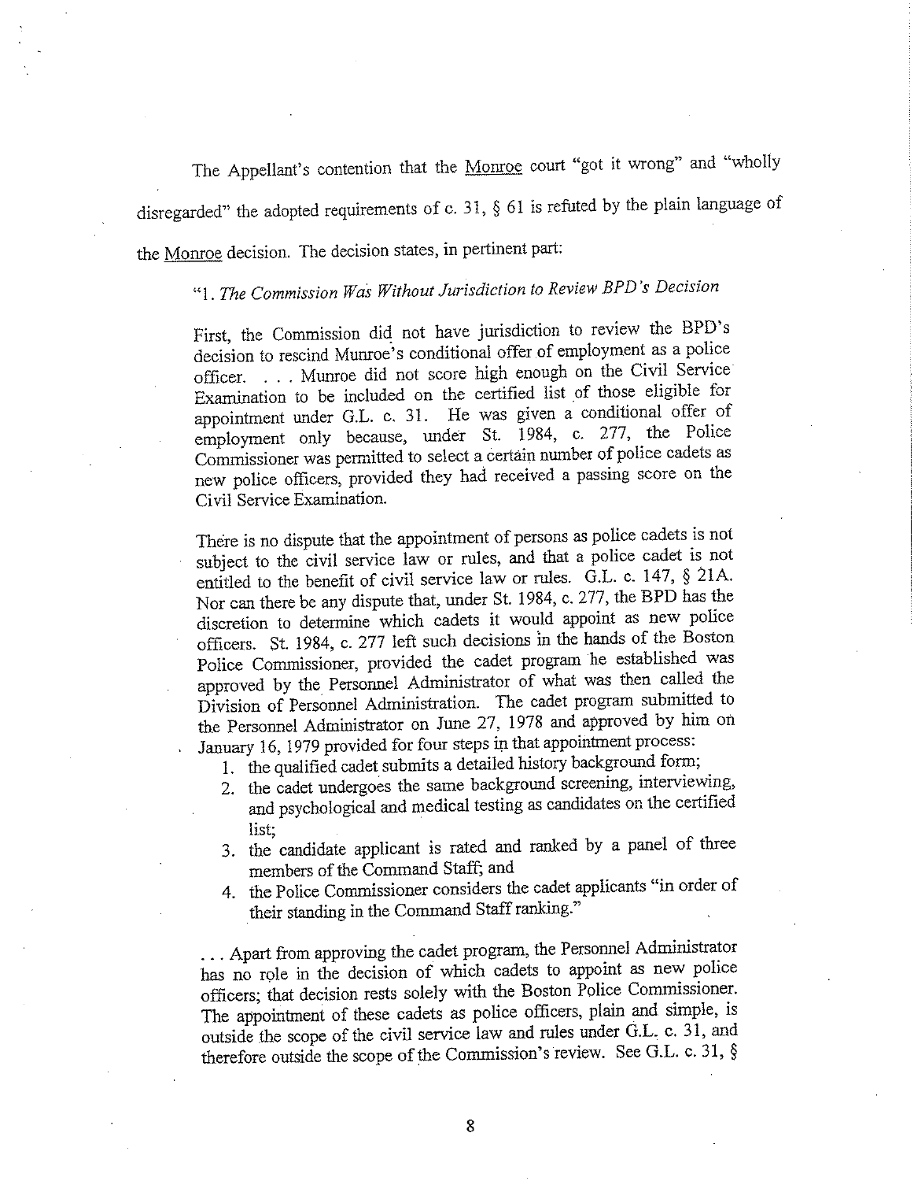The Appellant's contention that the Monroe court "got it wrong" and "wholly disregarded" the adopted requirements of c. 31, § 61 is refuted by the plain language of the Monroe decision. The decision states, in pertinent part:

> "1. *The Commission Was Without Jurisdiction to Review BPD's Decision*
>
> First, the Commission did not have jurisdiction to review the BPD's decision to rescind Munroe's conditional offer of employment as a police officer. . . . Munroe did not score high enough on the Civil Service Examination to be included on the certified list of those eligible for appointment under G.L. c. 31. He was given a conditional offer of employment only because, under St. 1984, c. 277, the Police Commissioner was permitted to select a certain number of police cadets as new police officers, provided they had received a passing score on the Civil Service Examination.
>
> There is no dispute that the appointment of persons as police cadets is not subject to the civil service law or rules, and that a police cadet is not entitled to the benefit of civil service law or rules. G.L. c. 147, § 21A. Nor can there be any dispute that, under St. 1984, c. 277, the BPD has the discretion to determine which cadets it would appoint as new police officers. St. 1984, c. 277 left such decisions in the hands of the Boston Police Commissioner, provided the cadet program he established was approved by the Personnel Administrator of what was then called the Division of Personnel Administration. The cadet program submitted to the Personnel Administrator on June 27, 1978 and approved by him on January 16, 1979 provided for four steps in that appointment process:
>
> 1. the qualified cadet submits a detailed history background form;
> 2. the cadet undergoes the same background screening, interviewing, and psychological and medical testing as candidates on the certified list;
> 3. the candidate applicant is rated and ranked by a panel of three members of the Command Staff; and
> 4. the Police Commissioner considers the cadet applicants "in order of their standing in the Command Staff ranking."
>
> . . . Apart from approving the cadet program, the Personnel Administrator has no role in the decision of which cadets to appoint as new police officers; that decision rests solely with the Boston Police Commissioner. The appointment of these cadets as police officers, plain and simple, is outside the scope of the civil service law and rules under G.L. c. 31, and therefore outside the scope of the Commission's review. See G.L. c. 31, §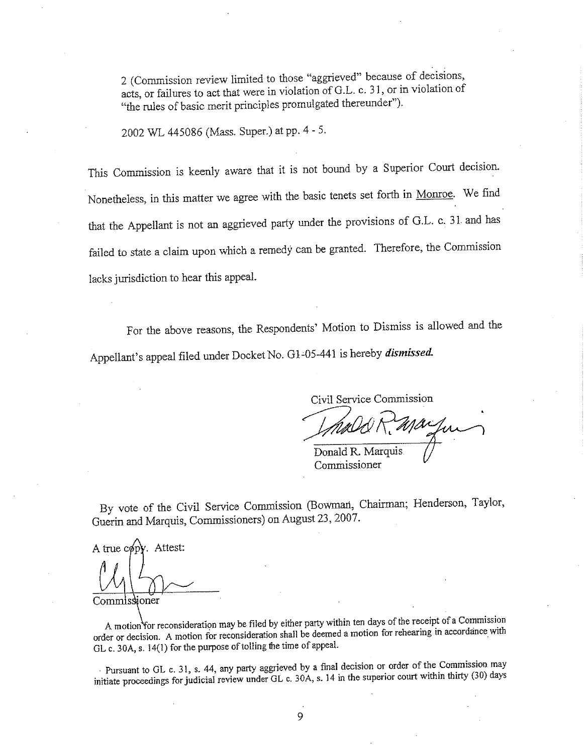2 (Commission review limited to those "aggrieved" because of decisions, acts, or failures to act that were in violation of G.L. c. 31, or in violation of "the rules of basic merit principles promulgated thereunder").

2002 WL 445086 (Mass. Super.) at pp. 4 - 5.

This Commission is keenly aware that it is not bound by a Superior Court decision. Nonetheless, in this matter we agree with the basic tenets set forth in Monroe. We find that the Appellant is not an aggrieved party under the provisions of G.L. c. 31 and has failed to state a claim upon which a remedy can be granted. Therefore, the Commission lacks jurisdiction to hear this appeal.

For the above reasons, the Respondents' Motion to Dismiss is allowed and the Appellant's appeal filed under Docket No. G1-05-441 is hereby ***dismissed.***

Civil Service Commission

Donald R. Marquis
Commissioner

By vote of the Civil Service Commission (Bowman, Chairman; Henderson, Taylor, Guerin and Marquis, Commissioners) on August 23, 2007.

A true copy. Attest:

Commissioner

A motion for reconsideration may be filed by either party within ten days of the receipt of a Commission order or decision. A motion for reconsideration shall be deemed a motion for rehearing in accordance with GL c. 30A, s. 14(1) for the purpose of tolling the time of appeal.

Pursuant to GL c. 31, s. 44, any party aggrieved by a final decision or order of the Commission may initiate proceedings for judicial review under GL c. 30A, s. 14 in the superior court within thirty (30) days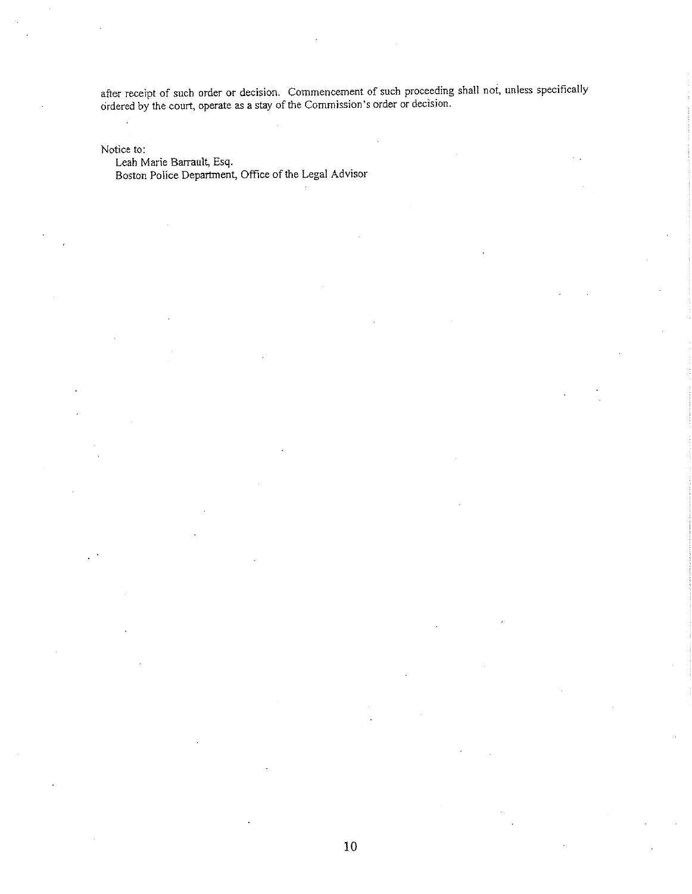after receipt of such order or decision. Commencement of such proceeding shall not, unless specifically ordered by the court, operate as a stay of the Commission's order or decision.

Notice to:
Leah Marie Barrault, Esq.
Boston Police Department, Office of the Legal Advisor